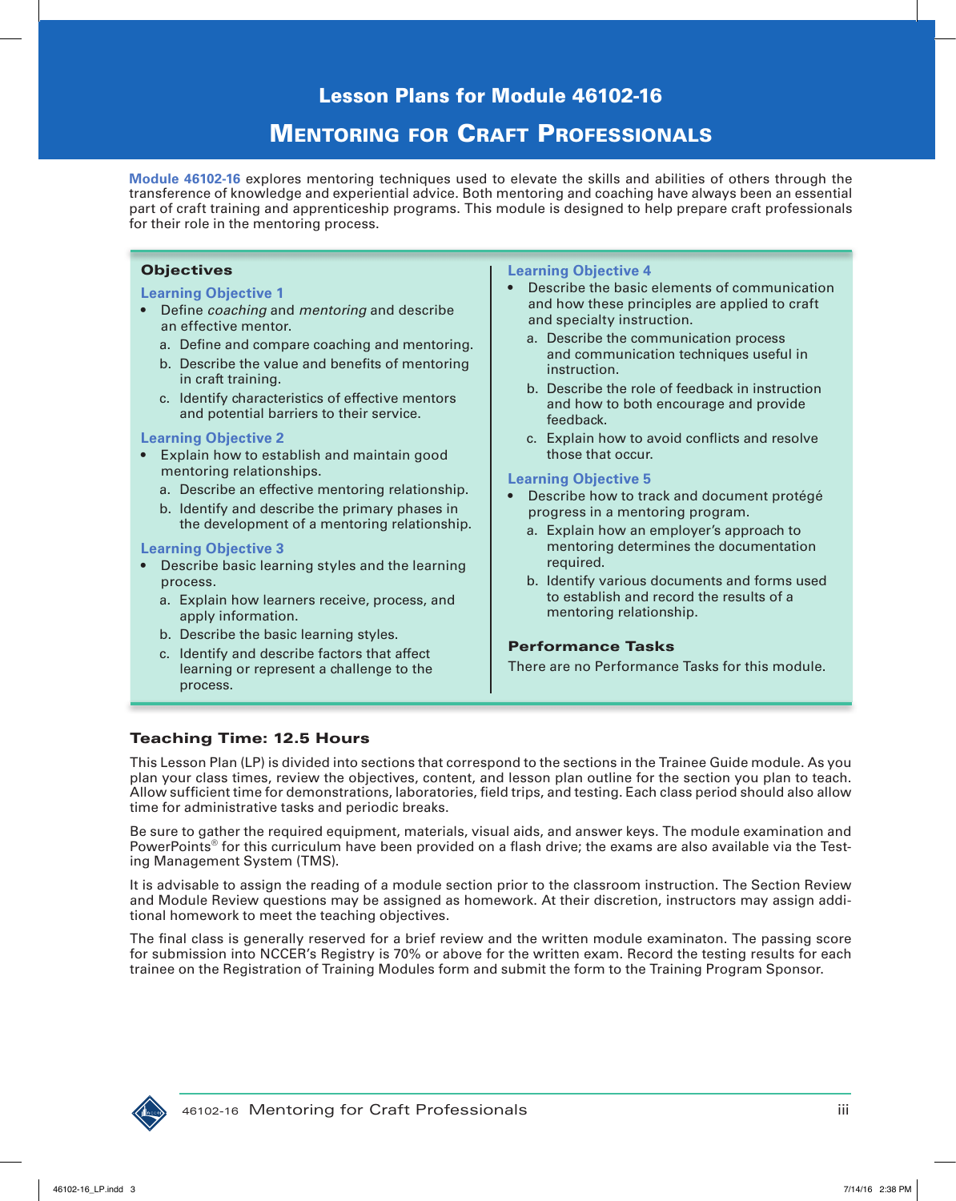# Lesson Plans for Module 46102-16

# Mentoring for Craft Professionals

**Module 46102-16** explores mentoring techniques used to elevate the skills and abilities of others through the transference of knowledge and experiential advice. Both mentoring and coaching have always been an essential part of craft training and apprenticeship programs. This module is designed to help prepare craft professionals for their role in the mentoring process.

## Objectives

### Learning Objective 1

- Define *coaching* and *mentoring* and describe an effective mentor.
  a. Define and compare coaching and mentoring.
  b. Describe the value and benefits of mentoring in craft training.
  c. Identify characteristics of effective mentors and potential barriers to their service.

### Learning Objective 2

- Explain how to establish and maintain good mentoring relationships.
  a. Describe an effective mentoring relationship.
  b. Identify and describe the primary phases in the development of a mentoring relationship.

### Learning Objective 3

- Describe basic learning styles and the learning process.
  a. Explain how learners receive, process, and apply information.
  b. Describe the basic learning styles.
  c. Identify and describe factors that affect learning or represent a challenge to the process.

### Learning Objective 4

- Describe the basic elements of communication and how these principles are applied to craft and specialty instruction.
  a. Describe the communication process and communication techniques useful in instruction.
  b. Describe the role of feedback in instruction and how to both encourage and provide feedback.
  c. Explain how to avoid conflicts and resolve those that occur.

### Learning Objective 5

- Describe how to track and document protégé progress in a mentoring program.
  a. Explain how an employer's approach to mentoring determines the documentation required.
  b. Identify various documents and forms used to establish and record the results of a mentoring relationship.

### Performance Tasks

There are no Performance Tasks for this module.

## Teaching Time: 12.5 Hours

This Lesson Plan (LP) is divided into sections that correspond to the sections in the Trainee Guide module. As you plan your class times, review the objectives, content, and lesson plan outline for the section you plan to teach. Allow sufficient time for demonstrations, laboratories, field trips, and testing. Each class period should also allow time for administrative tasks and periodic breaks.

Be sure to gather the required equipment, materials, visual aids, and answer keys. The module examination and PowerPoints® for this curriculum have been provided on a flash drive; the exams are also available via the Testing Management System (TMS).

It is advisable to assign the reading of a module section prior to the classroom instruction. The Section Review and Module Review questions may be assigned as homework. At their discretion, instructors may assign additional homework to meet the teaching objectives.

The final class is generally reserved for a brief review and the written module examinaton. The passing score for submission into NCCER's Registry is 70% or above for the written exam. Record the testing results for each trainee on the Registration of Training Modules form and submit the form to the Training Program Sponsor.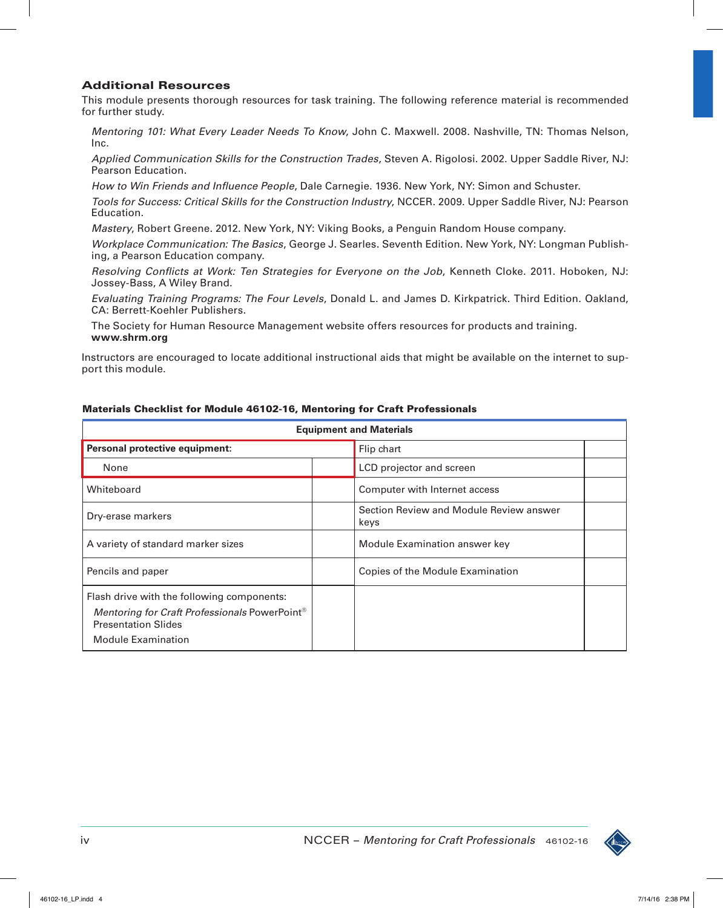### Additional Resources

This module presents thorough resources for task training. The following reference material is recommended for further study.

*Mentoring 101: What Every Leader Needs To Know*, John C. Maxwell. 2008. Nashville, TN: Thomas Nelson, Inc.

*Applied Communication Skills for the Construction Trades*, Steven A. Rigolosi. 2002. Upper Saddle River, NJ: Pearson Education.

*How to Win Friends and Influence People*, Dale Carnegie. 1936. New York, NY: Simon and Schuster.

*Tools for Success: Critical Skills for the Construction Industry*, NCCER. 2009. Upper Saddle River, NJ: Pearson Education.

*Mastery*, Robert Greene. 2012. New York, NY: Viking Books, a Penguin Random House company.

*Workplace Communication: The Basics*, George J. Searles. Seventh Edition. New York, NY: Longman Publishing, a Pearson Education company.

*Resolving Conflicts at Work: Ten Strategies for Everyone on the Job*, Kenneth Cloke. 2011. Hoboken, NJ: Jossey-Bass, A Wiley Brand.

*Evaluating Training Programs: The Four Levels*, Donald L. and James D. Kirkpatrick. Third Edition. Oakland, CA: Berrett-Koehler Publishers.

The Society for Human Resource Management website offers resources for products and training. **www.shrm.org**

Instructors are encouraged to locate additional instructional aids that might be available on the internet to support this module.

**Materials Checklist for Module 46102-16, Mentoring for Craft Professionals**

| Equipment and Materials | | | |
|---|---|---|---|
| **Personal protective equipment:** | | Flip chart | |
| None | | LCD projector and screen | |
| Whiteboard | | Computer with Internet access | |
| Dry-erase markers | | Section Review and Module Review answer keys | |
| A variety of standard marker sizes | | Module Examination answer key | |
| Pencils and paper | | Copies of the Module Examination | |
| Flash drive with the following components: *Mentoring for Craft Professionals* PowerPoint® Presentation Slides; Module Examination | | | |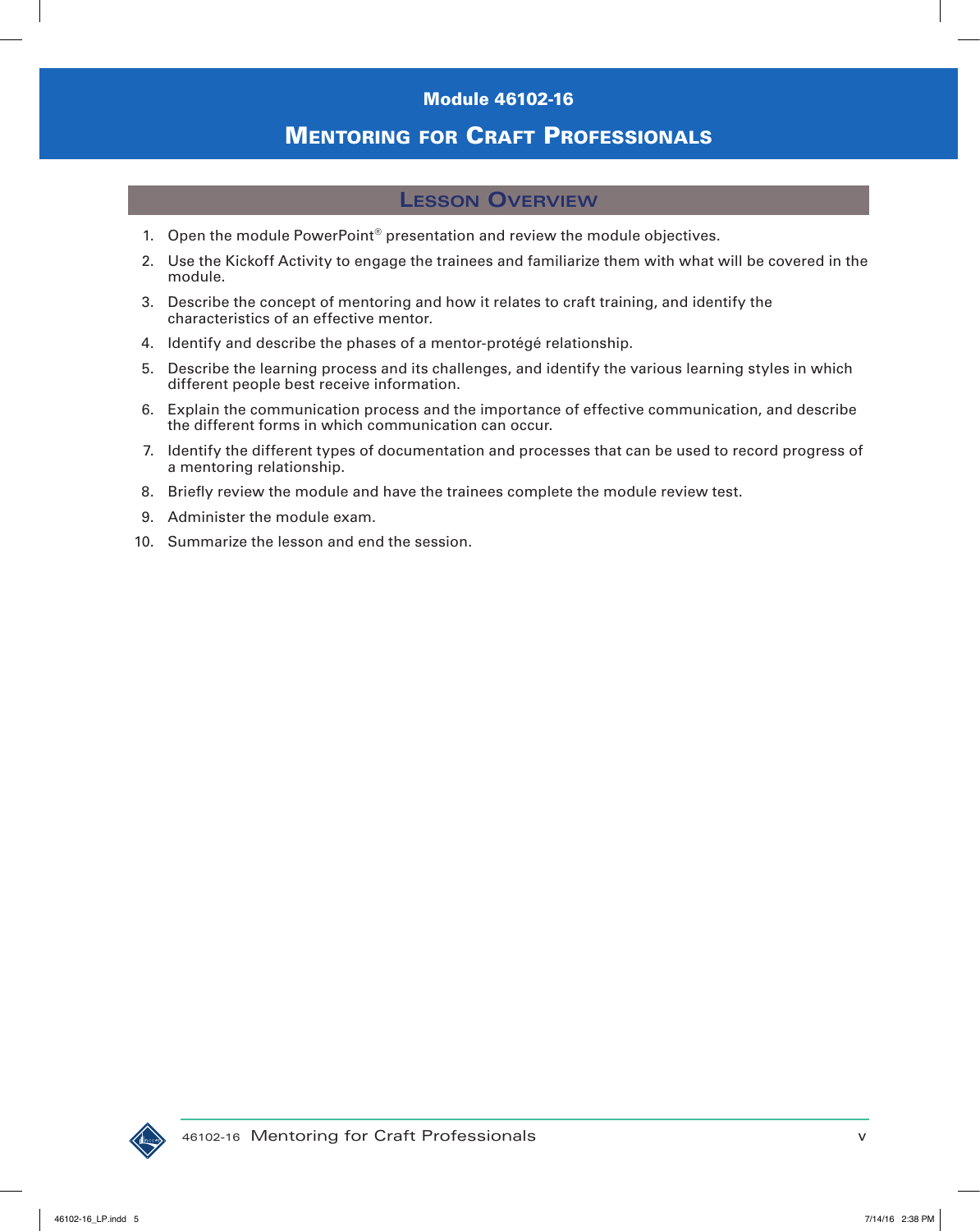# Module 46102-16

# Mentoring for Craft Professionals

## Lesson Overview

1. Open the module PowerPoint® presentation and review the module objectives.
2. Use the Kickoff Activity to engage the trainees and familiarize them with what will be covered in the module.
3. Describe the concept of mentoring and how it relates to craft training, and identify the characteristics of an effective mentor.
4. Identify and describe the phases of a mentor-protégé relationship.
5. Describe the learning process and its challenges, and identify the various learning styles in which different people best receive information.
6. Explain the communication process and the importance of effective communication, and describe the different forms in which communication can occur.
7. Identify the different types of documentation and processes that can be used to record progress of a mentoring relationship.
8. Briefly review the module and have the trainees complete the module review test.
9. Administer the module exam.
10. Summarize the lesson and end the session.